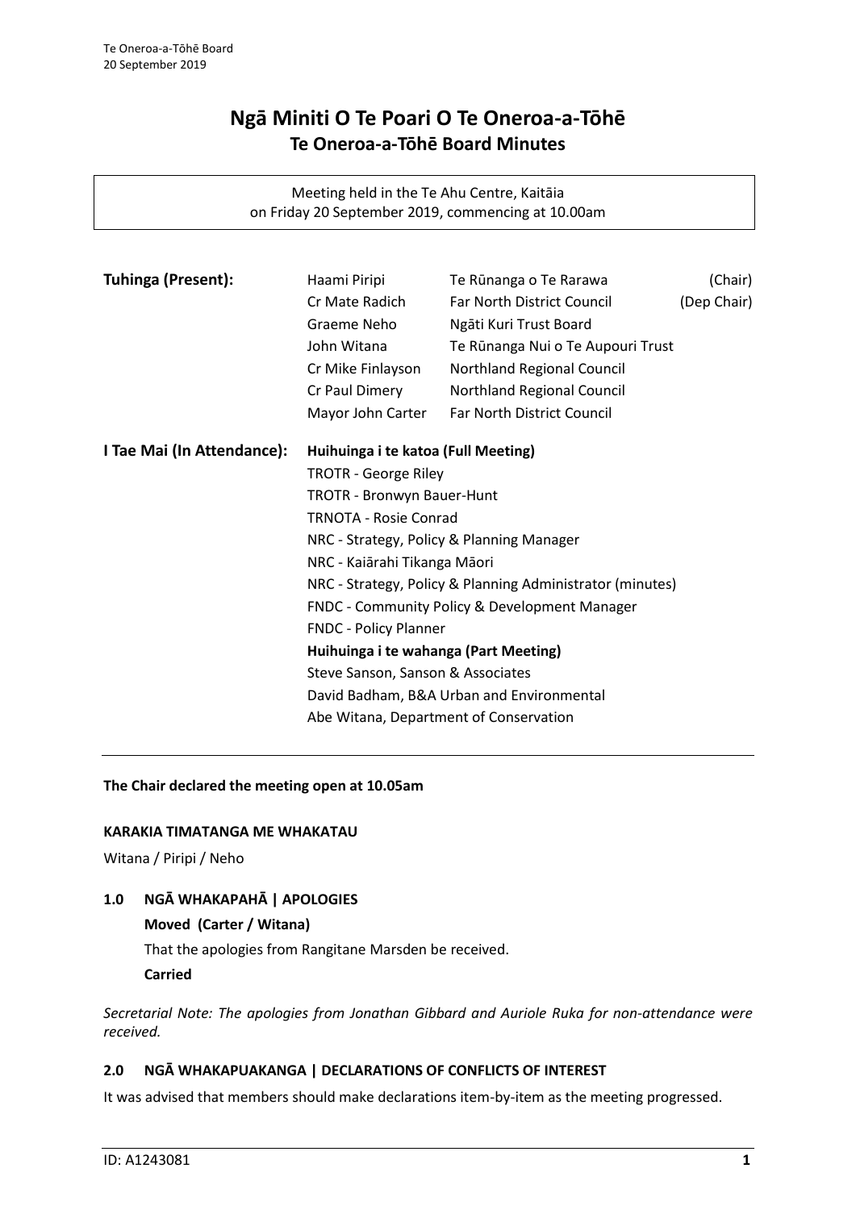# Ngā Miniti O Te Poari O Te Oneroa-a-Tōhē
## Te Oneroa-a-Tōhē Board Minutes

Meeting held in the Te Ahu Centre, Kaitāia
on Friday 20 September 2019, commencing at 10.00am

| **Tuhinga (Present):** | | | |
|---|---|---|---|
| | Haami Piripi | Te Rūnanga o Te Rarawa | (Chair) |
| | Cr Mate Radich | Far North District Council | (Dep Chair) |
| | Graeme Neho | Ngāti Kuri Trust Board | |
| | John Witana | Te Rūnanga Nui o Te Aupouri Trust | |
| | Cr Mike Finlayson | Northland Regional Council | |
| | Cr Paul Dimery | Northland Regional Council | |
| | Mayor John Carter | Far North District Council | |

**I Tae Mai (In Attendance):**

**Huihuinga i te katoa (Full Meeting)**

TROTR - George Riley
TROTR - Bronwyn Bauer-Hunt
TRNOTA - Rosie Conrad
NRC - Strategy, Policy & Planning Manager
NRC - Kaiārahi Tikanga Māori
NRC - Strategy, Policy & Planning Administrator (minutes)
FNDC - Community Policy & Development Manager
FNDC - Policy Planner

**Huihuinga i te wahanga (Part Meeting)**

Steve Sanson, Sanson & Associates
David Badham, B&A Urban and Environmental
Abe Witana, Department of Conservation

**The Chair declared the meeting open at 10.05am**

**KARAKIA TIMATANGA ME WHAKATAU**

Witana / Piripi / Neho

### 1.0 NGĀ WHAKAPAHĀ | APOLOGIES

**Moved (Carter / Witana)**

That the apologies from Rangitane Marsden be received.

**Carried**

*Secretarial Note: The apologies from Jonathan Gibbard and Auriole Ruka for non-attendance were received.*

### 2.0 NGĀ WHAKAPUAKANGA | DECLARATIONS OF CONFLICTS OF INTEREST

It was advised that members should make declarations item-by-item as the meeting progressed.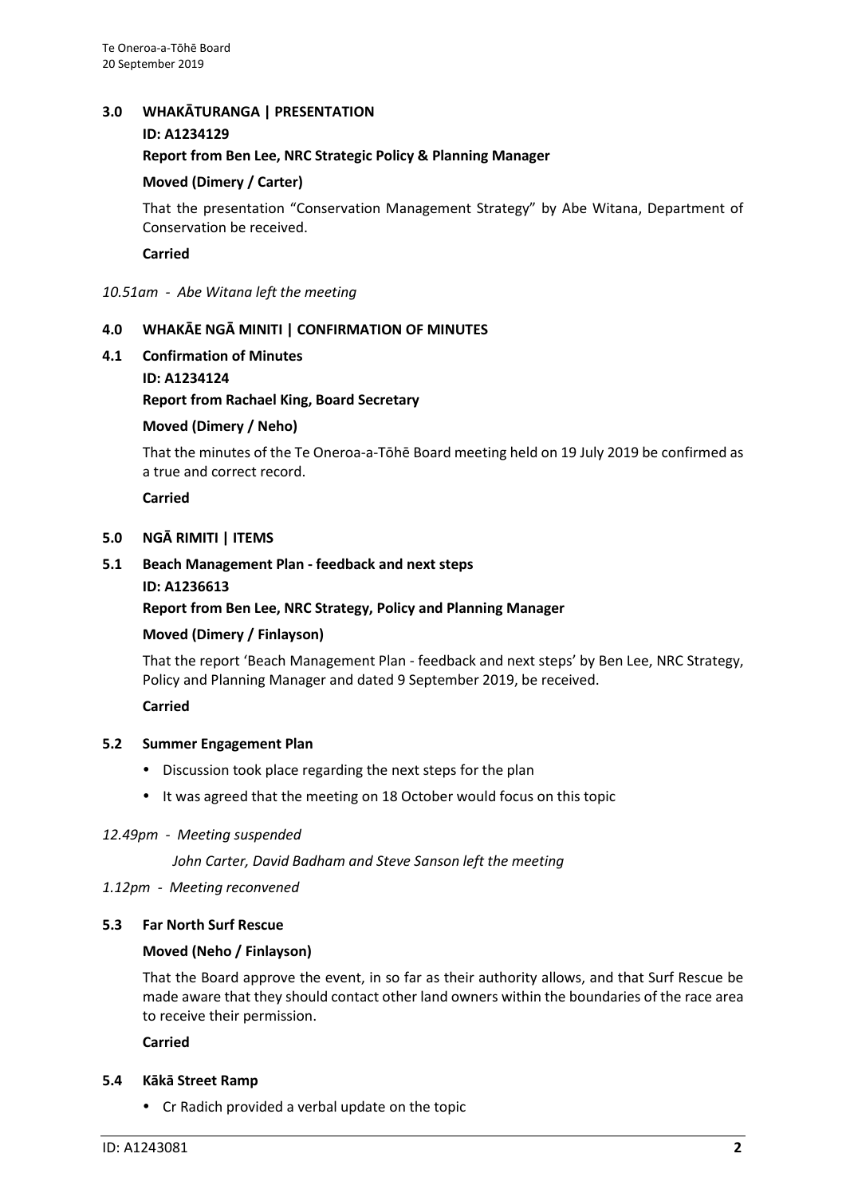## 3.0 WHAKĀTURANGA | PRESENTATION

**ID: A1234129**

**Report from Ben Lee, NRC Strategic Policy & Planning Manager**

**Moved (Dimery / Carter)**

That the presentation "Conservation Management Strategy" by Abe Witana, Department of Conservation be received.

**Carried**

*10.51am - Abe Witana left the meeting*

## 4.0 WHAKĀE NGĀ MINITI | CONFIRMATION OF MINUTES

### 4.1 Confirmation of Minutes

**ID: A1234124**

**Report from Rachael King, Board Secretary**

**Moved (Dimery / Neho)**

That the minutes of the Te Oneroa-a-Tōhē Board meeting held on 19 July 2019 be confirmed as a true and correct record.

**Carried**

## 5.0 NGĀ RIMITI | ITEMS

### 5.1 Beach Management Plan - feedback and next steps

**ID: A1236613**

**Report from Ben Lee, NRC Strategy, Policy and Planning Manager**

**Moved (Dimery / Finlayson)**

That the report 'Beach Management Plan - feedback and next steps' by Ben Lee, NRC Strategy, Policy and Planning Manager and dated 9 September 2019, be received.

**Carried**

### 5.2 Summer Engagement Plan

- Discussion took place regarding the next steps for the plan
- It was agreed that the meeting on 18 October would focus on this topic

*12.49pm - Meeting suspended*

*John Carter, David Badham and Steve Sanson left the meeting*

*1.12pm - Meeting reconvened*

### 5.3 Far North Surf Rescue

**Moved (Neho / Finlayson)**

That the Board approve the event, in so far as their authority allows, and that Surf Rescue be made aware that they should contact other land owners within the boundaries of the race area to receive their permission.

**Carried**

### 5.4 Kākā Street Ramp

- Cr Radich provided a verbal update on the topic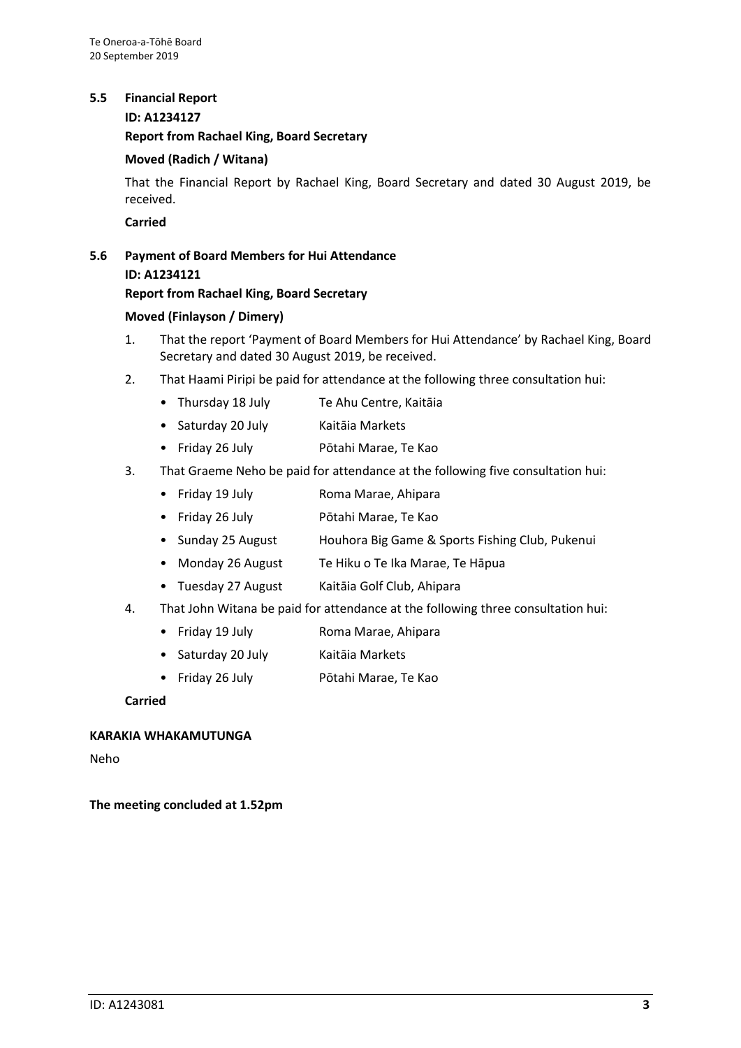### 5.5 Financial Report

**ID: A1234127**

**Report from Rachael King, Board Secretary**

**Moved (Radich / Witana)**

That the Financial Report by Rachael King, Board Secretary and dated 30 August 2019, be received.

**Carried**

### 5.6 Payment of Board Members for Hui Attendance

**ID: A1234121**

**Report from Rachael King, Board Secretary**

**Moved (Finlayson / Dimery)**

1. That the report 'Payment of Board Members for Hui Attendance' by Rachael King, Board Secretary and dated 30 August 2019, be received.
2. That Haami Piripi be paid for attendance at the following three consultation hui:
   - Thursday 18 July — Te Ahu Centre, Kaitāia
   - Saturday 20 July — Kaitāia Markets
   - Friday 26 July — Pōtahi Marae, Te Kao
3. That Graeme Neho be paid for attendance at the following five consultation hui:
   - Friday 19 July — Roma Marae, Ahipara
   - Friday 26 July — Pōtahi Marae, Te Kao
   - Sunday 25 August — Houhora Big Game & Sports Fishing Club, Pukenui
   - Monday 26 August — Te Hiku o Te Ika Marae, Te Hāpua
   - Tuesday 27 August — Kaitāia Golf Club, Ahipara
4. That John Witana be paid for attendance at the following three consultation hui:
   - Friday 19 July — Roma Marae, Ahipara
   - Saturday 20 July — Kaitāia Markets
   - Friday 26 July — Pōtahi Marae, Te Kao

**Carried**

**KARAKIA WHAKAMUTUNGA**

Neho

**The meeting concluded at 1.52pm**